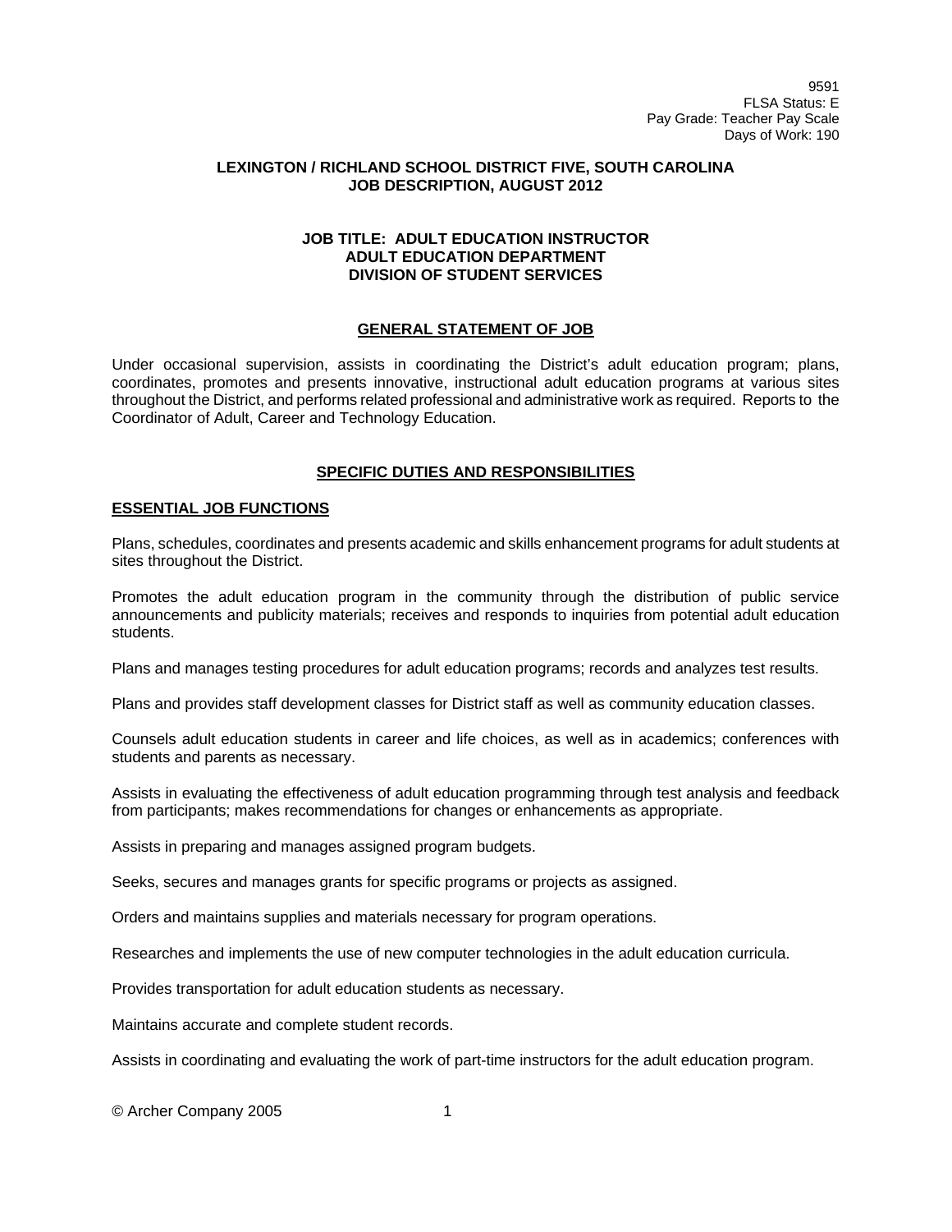9591
FLSA Status: E
Pay Grade: Teacher Pay Scale
Days of Work: 190

# LEXINGTON / RICHLAND SCHOOL DISTRICT FIVE, SOUTH CAROLINA
# JOB DESCRIPTION, AUGUST 2012

## JOB TITLE: ADULT EDUCATION INSTRUCTOR
## ADULT EDUCATION DEPARTMENT
## DIVISION OF STUDENT SERVICES

### GENERAL STATEMENT OF JOB

Under occasional supervision, assists in coordinating the District's adult education program; plans, coordinates, promotes and presents innovative, instructional adult education programs at various sites throughout the District, and performs related professional and administrative work as required. Reports to the Coordinator of Adult, Career and Technology Education.

### SPECIFIC DUTIES AND RESPONSIBILITIES

#### ESSENTIAL JOB FUNCTIONS

Plans, schedules, coordinates and presents academic and skills enhancement programs for adult students at sites throughout the District.

Promotes the adult education program in the community through the distribution of public service announcements and publicity materials; receives and responds to inquiries from potential adult education students.

Plans and manages testing procedures for adult education programs; records and analyzes test results.

Plans and provides staff development classes for District staff as well as community education classes.

Counsels adult education students in career and life choices, as well as in academics; conferences with students and parents as necessary.

Assists in evaluating the effectiveness of adult education programming through test analysis and feedback from participants; makes recommendations for changes or enhancements as appropriate.

Assists in preparing and manages assigned program budgets.

Seeks, secures and manages grants for specific programs or projects as assigned.

Orders and maintains supplies and materials necessary for program operations.

Researches and implements the use of new computer technologies in the adult education curricula.

Provides transportation for adult education students as necessary.

Maintains accurate and complete student records.

Assists in coordinating and evaluating the work of part-time instructors for the adult education program.

© Archer Company 2005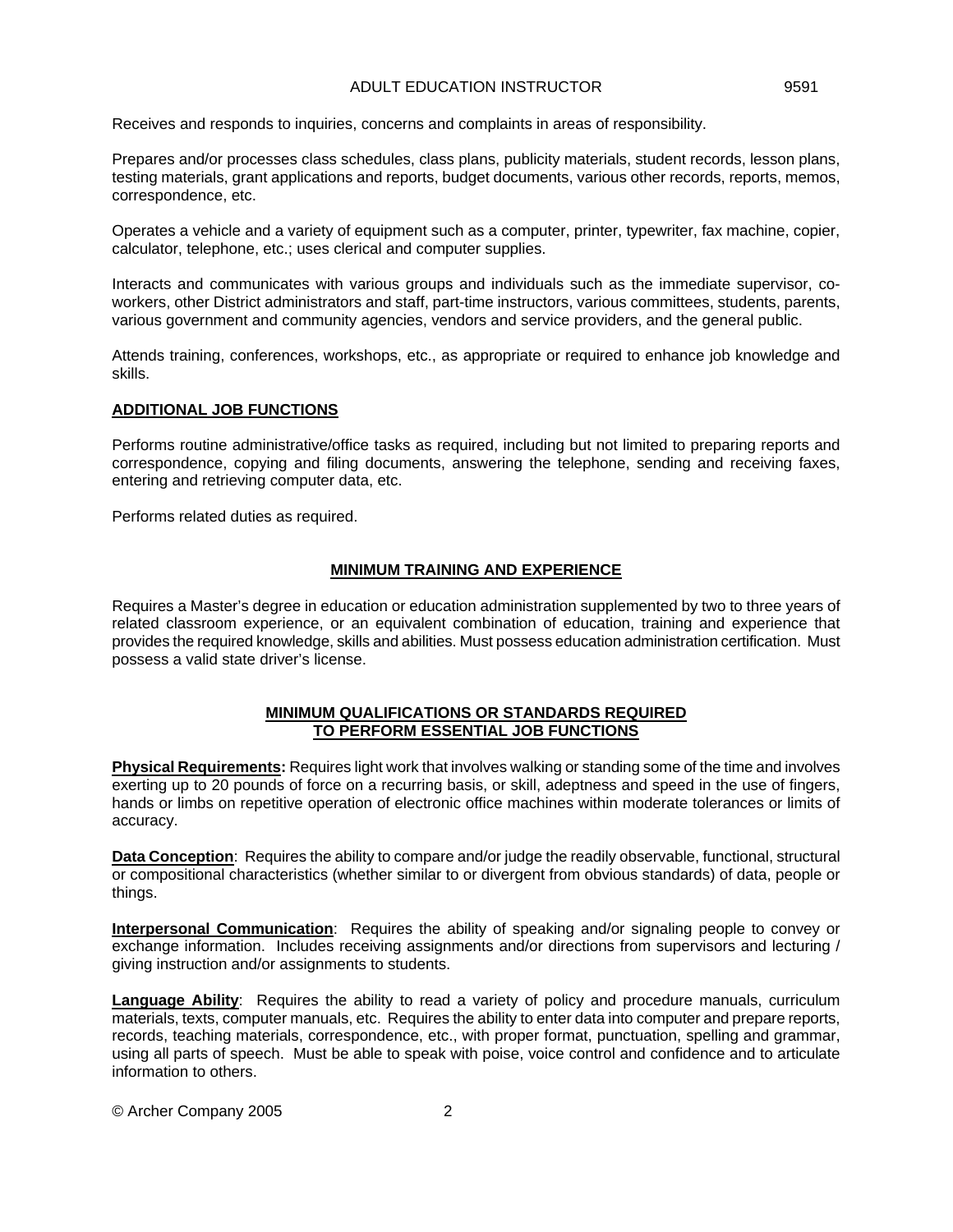Receives and responds to inquiries, concerns and complaints in areas of responsibility.

Prepares and/or processes class schedules, class plans, publicity materials, student records, lesson plans, testing materials, grant applications and reports, budget documents, various other records, reports, memos, correspondence, etc.

Operates a vehicle and a variety of equipment such as a computer, printer, typewriter, fax machine, copier, calculator, telephone, etc.; uses clerical and computer supplies.

Interacts and communicates with various groups and individuals such as the immediate supervisor, co-workers, other District administrators and staff, part-time instructors, various committees, students, parents, various government and community agencies, vendors and service providers, and the general public.

Attends training, conferences, workshops, etc., as appropriate or required to enhance job knowledge and skills.

## ADDITIONAL JOB FUNCTIONS

Performs routine administrative/office tasks as required, including but not limited to preparing reports and correspondence, copying and filing documents, answering the telephone, sending and receiving faxes, entering and retrieving computer data, etc.

Performs related duties as required.

## MINIMUM TRAINING AND EXPERIENCE

Requires a Master's degree in education or education administration supplemented by two to three years of related classroom experience, or an equivalent combination of education, training and experience that provides the required knowledge, skills and abilities. Must possess education administration certification. Must possess a valid state driver's license.

## MINIMUM QUALIFICATIONS OR STANDARDS REQUIRED TO PERFORM ESSENTIAL JOB FUNCTIONS

**Physical Requirements:** Requires light work that involves walking or standing some of the time and involves exerting up to 20 pounds of force on a recurring basis, or skill, adeptness and speed in the use of fingers, hands or limbs on repetitive operation of electronic office machines within moderate tolerances or limits of accuracy.

**Data Conception**: Requires the ability to compare and/or judge the readily observable, functional, structural or compositional characteristics (whether similar to or divergent from obvious standards) of data, people or things.

**Interpersonal Communication**: Requires the ability of speaking and/or signaling people to convey or exchange information. Includes receiving assignments and/or directions from supervisors and lecturing / giving instruction and/or assignments to students.

**Language Ability**: Requires the ability to read a variety of policy and procedure manuals, curriculum materials, texts, computer manuals, etc. Requires the ability to enter data into computer and prepare reports, records, teaching materials, correspondence, etc., with proper format, punctuation, spelling and grammar, using all parts of speech. Must be able to speak with poise, voice control and confidence and to articulate information to others.

© Archer Company 2005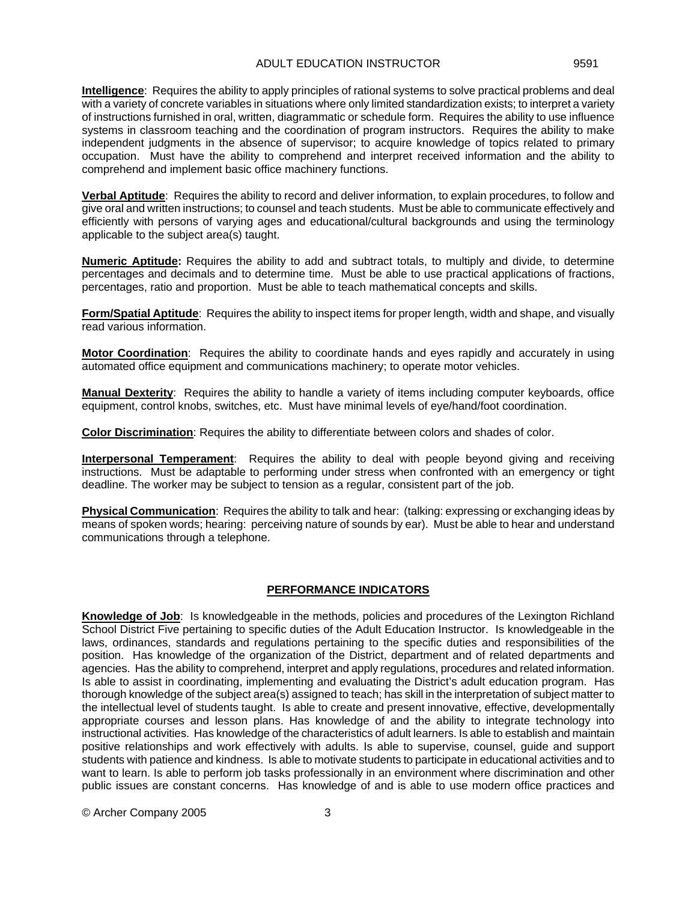**Intelligence**: Requires the ability to apply principles of rational systems to solve practical problems and deal with a variety of concrete variables in situations where only limited standardization exists; to interpret a variety of instructions furnished in oral, written, diagrammatic or schedule form. Requires the ability to use influence systems in classroom teaching and the coordination of program instructors. Requires the ability to make independent judgments in the absence of supervisor; to acquire knowledge of topics related to primary occupation. Must have the ability to comprehend and interpret received information and the ability to comprehend and implement basic office machinery functions.

**Verbal Aptitude**: Requires the ability to record and deliver information, to explain procedures, to follow and give oral and written instructions; to counsel and teach students. Must be able to communicate effectively and efficiently with persons of varying ages and educational/cultural backgrounds and using the terminology applicable to the subject area(s) taught.

**Numeric Aptitude:** Requires the ability to add and subtract totals, to multiply and divide, to determine percentages and decimals and to determine time. Must be able to use practical applications of fractions, percentages, ratio and proportion. Must be able to teach mathematical concepts and skills.

**Form/Spatial Aptitude**: Requires the ability to inspect items for proper length, width and shape, and visually read various information.

**Motor Coordination**: Requires the ability to coordinate hands and eyes rapidly and accurately in using automated office equipment and communications machinery; to operate motor vehicles.

**Manual Dexterity**: Requires the ability to handle a variety of items including computer keyboards, office equipment, control knobs, switches, etc. Must have minimal levels of eye/hand/foot coordination.

**Color Discrimination**: Requires the ability to differentiate between colors and shades of color.

**Interpersonal Temperament**: Requires the ability to deal with people beyond giving and receiving instructions. Must be adaptable to performing under stress when confronted with an emergency or tight deadline. The worker may be subject to tension as a regular, consistent part of the job.

**Physical Communication**: Requires the ability to talk and hear: (talking: expressing or exchanging ideas by means of spoken words; hearing: perceiving nature of sounds by ear). Must be able to hear and understand communications through a telephone.

## PERFORMANCE INDICATORS

**Knowledge of Job**: Is knowledgeable in the methods, policies and procedures of the Lexington Richland School District Five pertaining to specific duties of the Adult Education Instructor. Is knowledgeable in the laws, ordinances, standards and regulations pertaining to the specific duties and responsibilities of the position. Has knowledge of the organization of the District, department and of related departments and agencies. Has the ability to comprehend, interpret and apply regulations, procedures and related information. Is able to assist in coordinating, implementing and evaluating the District's adult education program. Has thorough knowledge of the subject area(s) assigned to teach; has skill in the interpretation of subject matter to the intellectual level of students taught. Is able to create and present innovative, effective, developmentally appropriate courses and lesson plans. Has knowledge of and the ability to integrate technology into instructional activities. Has knowledge of the characteristics of adult learners. Is able to establish and maintain positive relationships and work effectively with adults. Is able to supervise, counsel, guide and support students with patience and kindness. Is able to motivate students to participate in educational activities and to want to learn. Is able to perform job tasks professionally in an environment where discrimination and other public issues are constant concerns. Has knowledge of and is able to use modern office practices and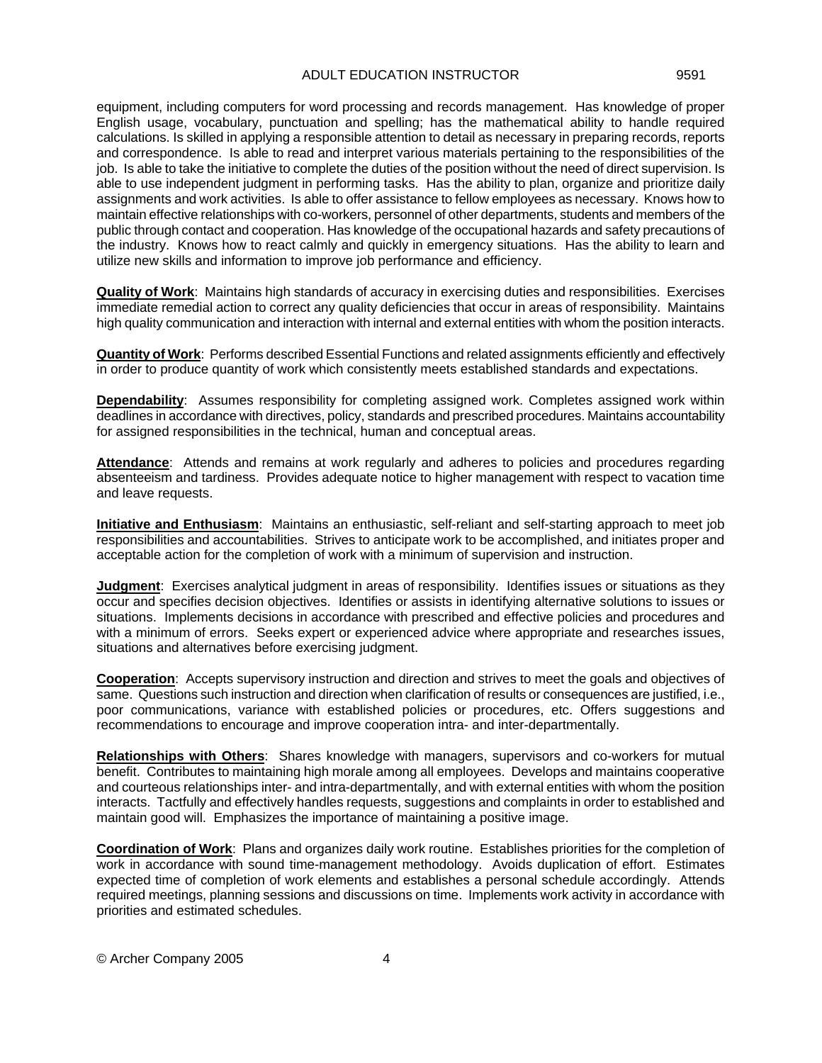equipment, including computers for word processing and records management. Has knowledge of proper English usage, vocabulary, punctuation and spelling; has the mathematical ability to handle required calculations. Is skilled in applying a responsible attention to detail as necessary in preparing records, reports and correspondence. Is able to read and interpret various materials pertaining to the responsibilities of the job. Is able to take the initiative to complete the duties of the position without the need of direct supervision. Is able to use independent judgment in performing tasks. Has the ability to plan, organize and prioritize daily assignments and work activities. Is able to offer assistance to fellow employees as necessary. Knows how to maintain effective relationships with co-workers, personnel of other departments, students and members of the public through contact and cooperation. Has knowledge of the occupational hazards and safety precautions of the industry. Knows how to react calmly and quickly in emergency situations. Has the ability to learn and utilize new skills and information to improve job performance and efficiency.

**Quality of Work**: Maintains high standards of accuracy in exercising duties and responsibilities. Exercises immediate remedial action to correct any quality deficiencies that occur in areas of responsibility. Maintains high quality communication and interaction with internal and external entities with whom the position interacts.

**Quantity of Work**: Performs described Essential Functions and related assignments efficiently and effectively in order to produce quantity of work which consistently meets established standards and expectations.

**Dependability**: Assumes responsibility for completing assigned work. Completes assigned work within deadlines in accordance with directives, policy, standards and prescribed procedures. Maintains accountability for assigned responsibilities in the technical, human and conceptual areas.

**Attendance**: Attends and remains at work regularly and adheres to policies and procedures regarding absenteeism and tardiness. Provides adequate notice to higher management with respect to vacation time and leave requests.

**Initiative and Enthusiasm**: Maintains an enthusiastic, self-reliant and self-starting approach to meet job responsibilities and accountabilities. Strives to anticipate work to be accomplished, and initiates proper and acceptable action for the completion of work with a minimum of supervision and instruction.

**Judgment**: Exercises analytical judgment in areas of responsibility. Identifies issues or situations as they occur and specifies decision objectives. Identifies or assists in identifying alternative solutions to issues or situations. Implements decisions in accordance with prescribed and effective policies and procedures and with a minimum of errors. Seeks expert or experienced advice where appropriate and researches issues, situations and alternatives before exercising judgment.

**Cooperation**: Accepts supervisory instruction and direction and strives to meet the goals and objectives of same. Questions such instruction and direction when clarification of results or consequences are justified, i.e., poor communications, variance with established policies or procedures, etc. Offers suggestions and recommendations to encourage and improve cooperation intra- and inter-departmentally.

**Relationships with Others**: Shares knowledge with managers, supervisors and co-workers for mutual benefit. Contributes to maintaining high morale among all employees. Develops and maintains cooperative and courteous relationships inter- and intra-departmentally, and with external entities with whom the position interacts. Tactfully and effectively handles requests, suggestions and complaints in order to established and maintain good will. Emphasizes the importance of maintaining a positive image.

**Coordination of Work**: Plans and organizes daily work routine. Establishes priorities for the completion of work in accordance with sound time-management methodology. Avoids duplication of effort. Estimates expected time of completion of work elements and establishes a personal schedule accordingly. Attends required meetings, planning sessions and discussions on time. Implements work activity in accordance with priorities and estimated schedules.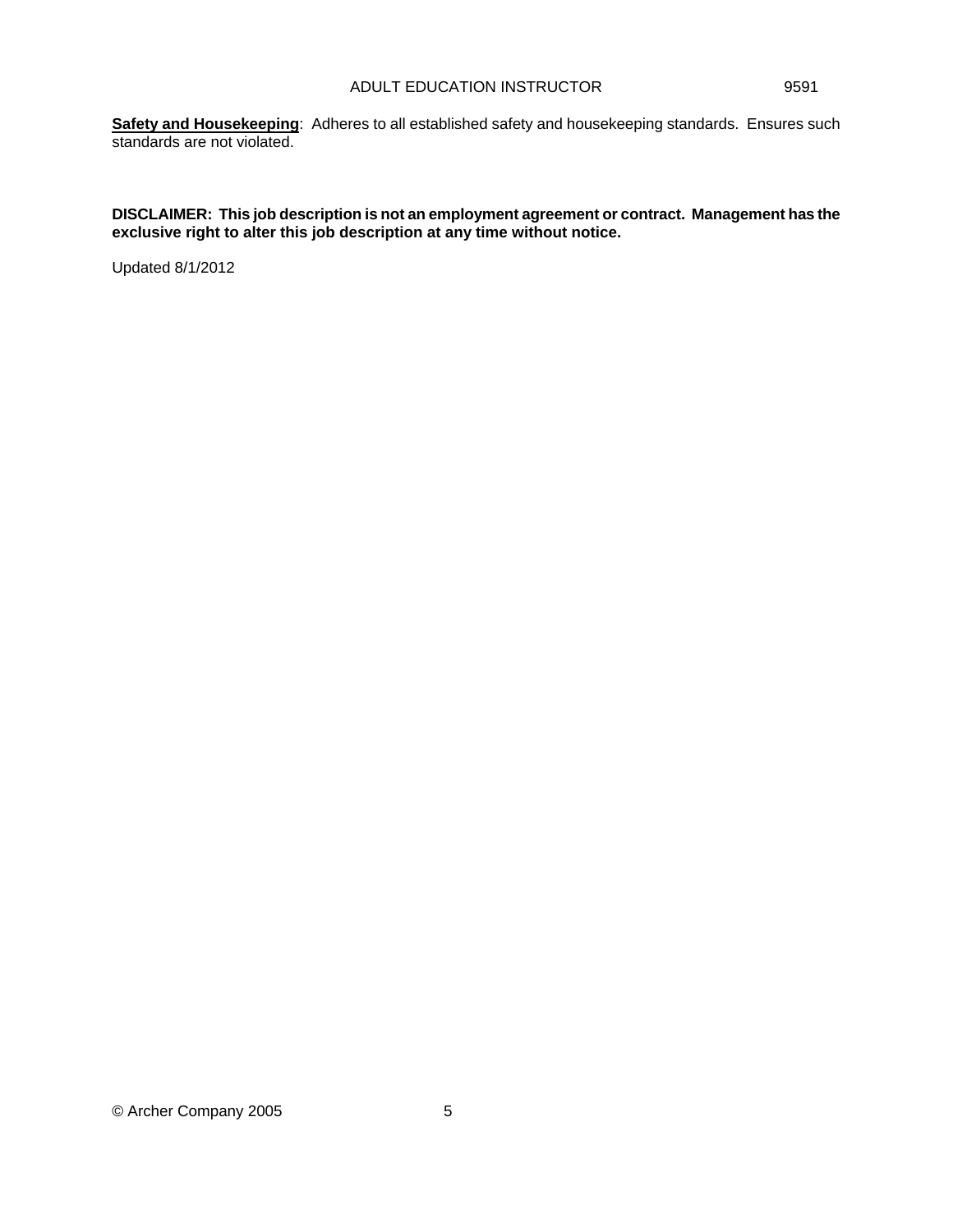**Safety and Housekeeping**: Adheres to all established safety and housekeeping standards. Ensures such standards are not violated.

**DISCLAIMER: This job description is not an employment agreement or contract. Management has the exclusive right to alter this job description at any time without notice.**

Updated 8/1/2012